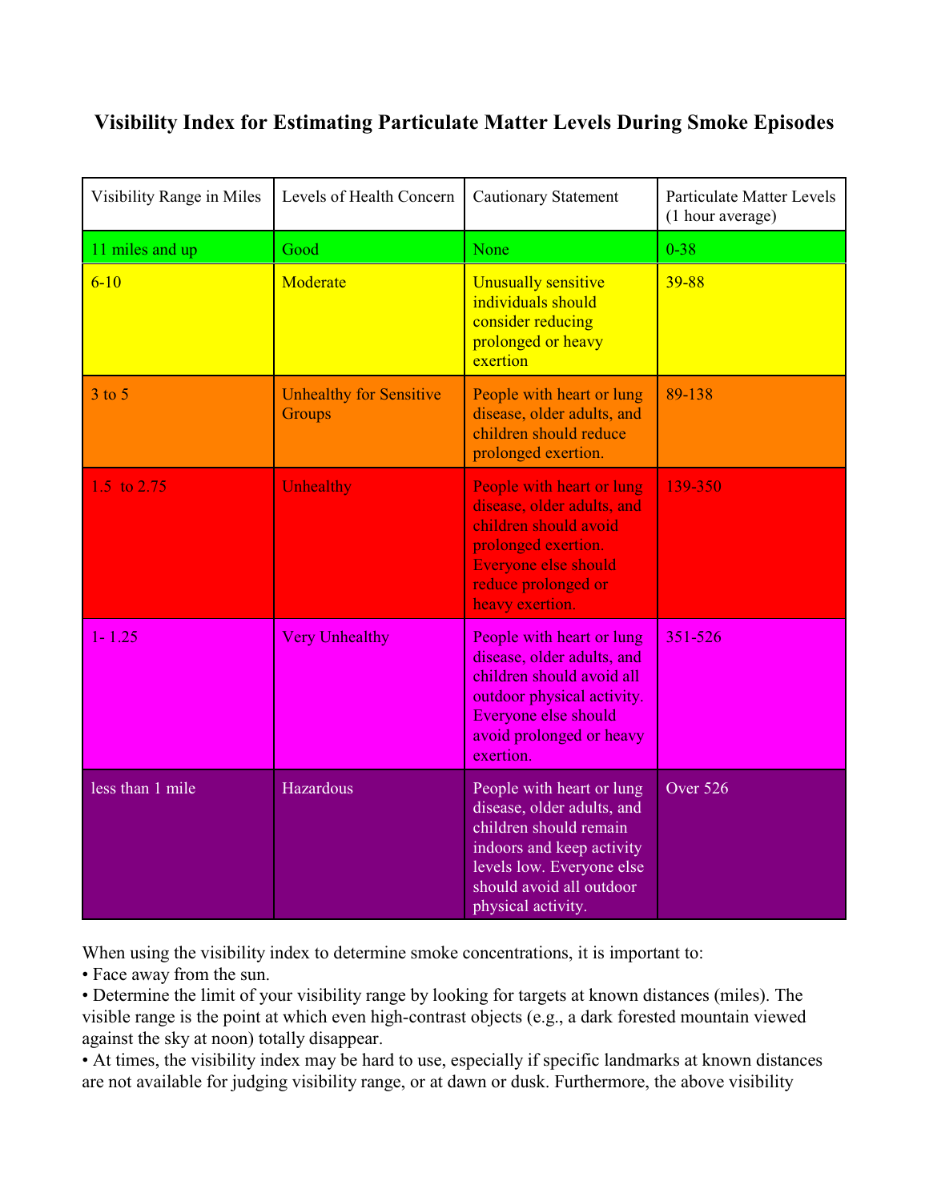# Visibility Index for Estimating Particulate Matter Levels During Smoke Episodes

| Visibility Range in Miles | Levels of Health Concern | Cautionary Statement | Particulate Matter Levels (1 hour average) |
|---|---|---|---|
| 11 miles and up | Good | None | 0-38 |
| 6-10 | Moderate | Unusually sensitive individuals should consider reducing prolonged or heavy exertion | 39-88 |
| 3 to 5 | Unhealthy for Sensitive Groups | People with heart or lung disease, older adults, and children should reduce prolonged exertion. | 89-138 |
| 1.5 to 2.75 | Unhealthy | People with heart or lung disease, older adults, and children should avoid prolonged exertion. Everyone else should reduce prolonged or heavy exertion. | 139-350 |
| 1- 1.25 | Very Unhealthy | People with heart or lung disease, older adults, and children should avoid all outdoor physical activity. Everyone else should avoid prolonged or heavy exertion. | 351-526 |
| less than 1 mile | Hazardous | People with heart or lung disease, older adults, and children should remain indoors and keep activity levels low. Everyone else should avoid all outdoor physical activity. | Over 526 |

When using the visibility index to determine smoke concentrations, it is important to:

- Face away from the sun.
- Determine the limit of your visibility range by looking for targets at known distances (miles). The visible range is the point at which even high-contrast objects (e.g., a dark forested mountain viewed against the sky at noon) totally disappear.
- At times, the visibility index may be hard to use, especially if specific landmarks at known distances are not available for judging visibility range, or at dawn or dusk. Furthermore, the above visibility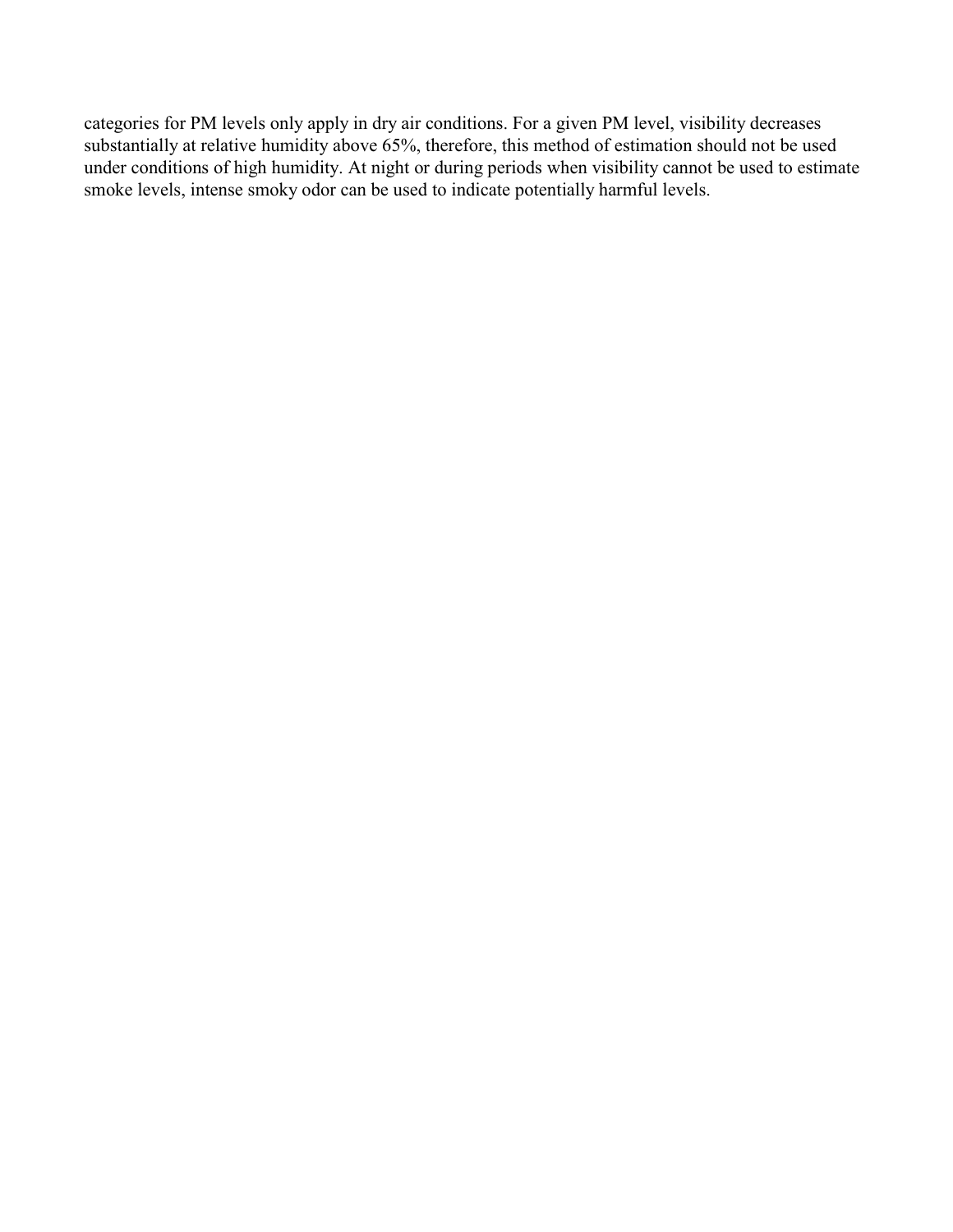categories for PM levels only apply in dry air conditions. For a given PM level, visibility decreases substantially at relative humidity above 65%, therefore, this method of estimation should not be used under conditions of high humidity. At night or during periods when visibility cannot be used to estimate smoke levels, intense smoky odor can be used to indicate potentially harmful levels.